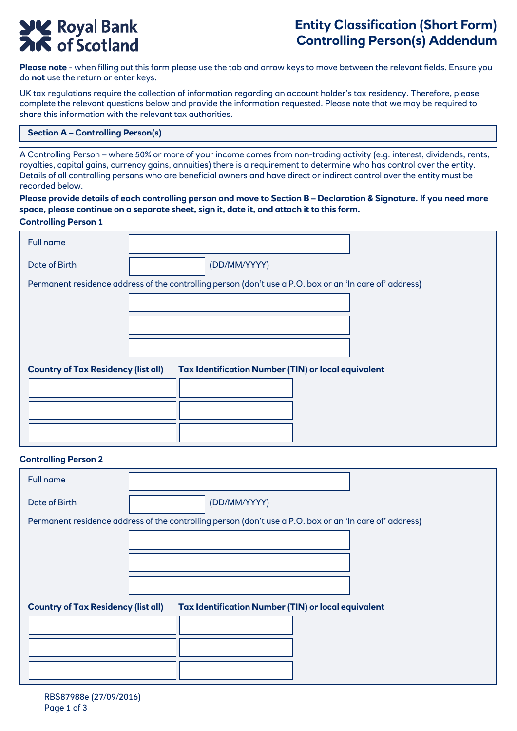# Royal Bank of Scotland

## Entity Classification (Short Form) Controlling Person(s) Addendum

**Please note** - when filling out this form please use the tab and arrow keys to move between the relevant fields. Ensure you do **not** use the return or enter keys.

UK tax regulations require the collection of information regarding an account holder's tax residency. Therefore, please complete the relevant questions below and provide the information requested. Please note that we may be required to share this information with the relevant tax authorities.

### Section A – Controlling Person(s)

A Controlling Person – where 50% or more of your income comes from non-trading activity (e.g. interest, dividends, rents, royalties, capital gains, currency gains, annuities) there is a requirement to determine who has control over the entity. Details of all controlling persons who are beneficial owners and have direct or indirect control over the entity must be recorded below.

**Please provide details of each controlling person and move to Section B – Declaration & Signature. If you need more space, please continue on a separate sheet, sign it, date it, and attach it to this form.**

**Controlling Person 1**

Full name

Date of Birth (DD/MM/YYYY)

Permanent residence address of the controlling person (don't use a P.O. box or an 'In care of' address)

| Country of Tax Residency (list all) | Tax Identification Number (TIN) or local equivalent |
| --- | --- |
| | |
| | |
| | |

**Controlling Person 2**

Full name

Date of Birth (DD/MM/YYYY)

Permanent residence address of the controlling person (don't use a P.O. box or an 'In care of' address)

| Country of Tax Residency (list all) | Tax Identification Number (TIN) or local equivalent |
| --- | --- |
| | |
| | |
| | |

RBS87988e (27/09/2016)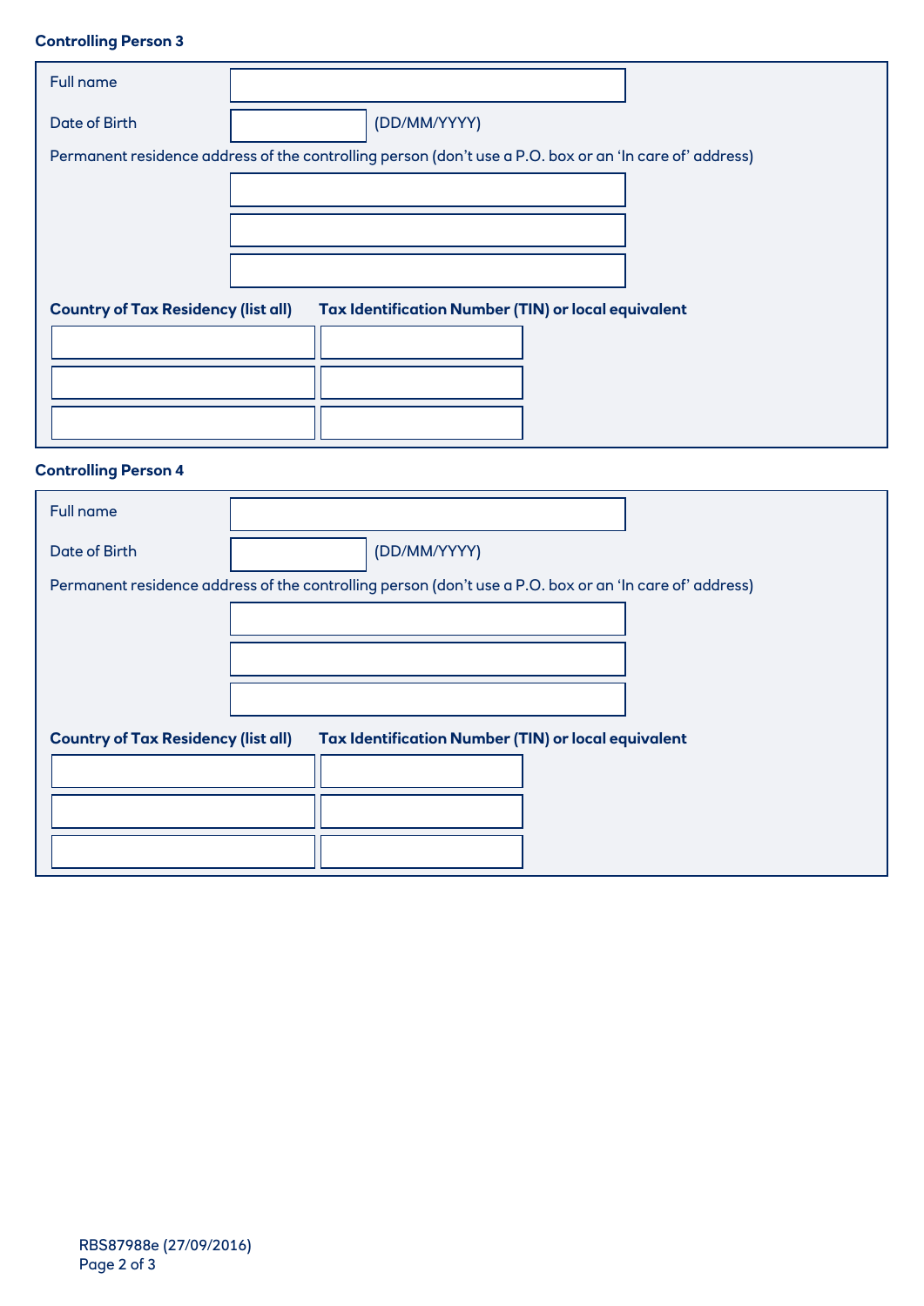**Controlling Person 3**

Full name

Date of Birth (DD/MM/YYYY)

Permanent residence address of the controlling person (don't use a P.O. box or an 'In care of' address)

| **Country of Tax Residency (list all)** | **Tax Identification Number (TIN) or local equivalent** |
|---|---|
| | |
| | |
| | |

**Controlling Person 4**

Full name

Date of Birth (DD/MM/YYYY)

Permanent residence address of the controlling person (don't use a P.O. box or an 'In care of' address)

| **Country of Tax Residency (list all)** | **Tax Identification Number (TIN) or local equivalent** |
|---|---|
| | |
| | |
| | |

RBS87988e (27/09/2016)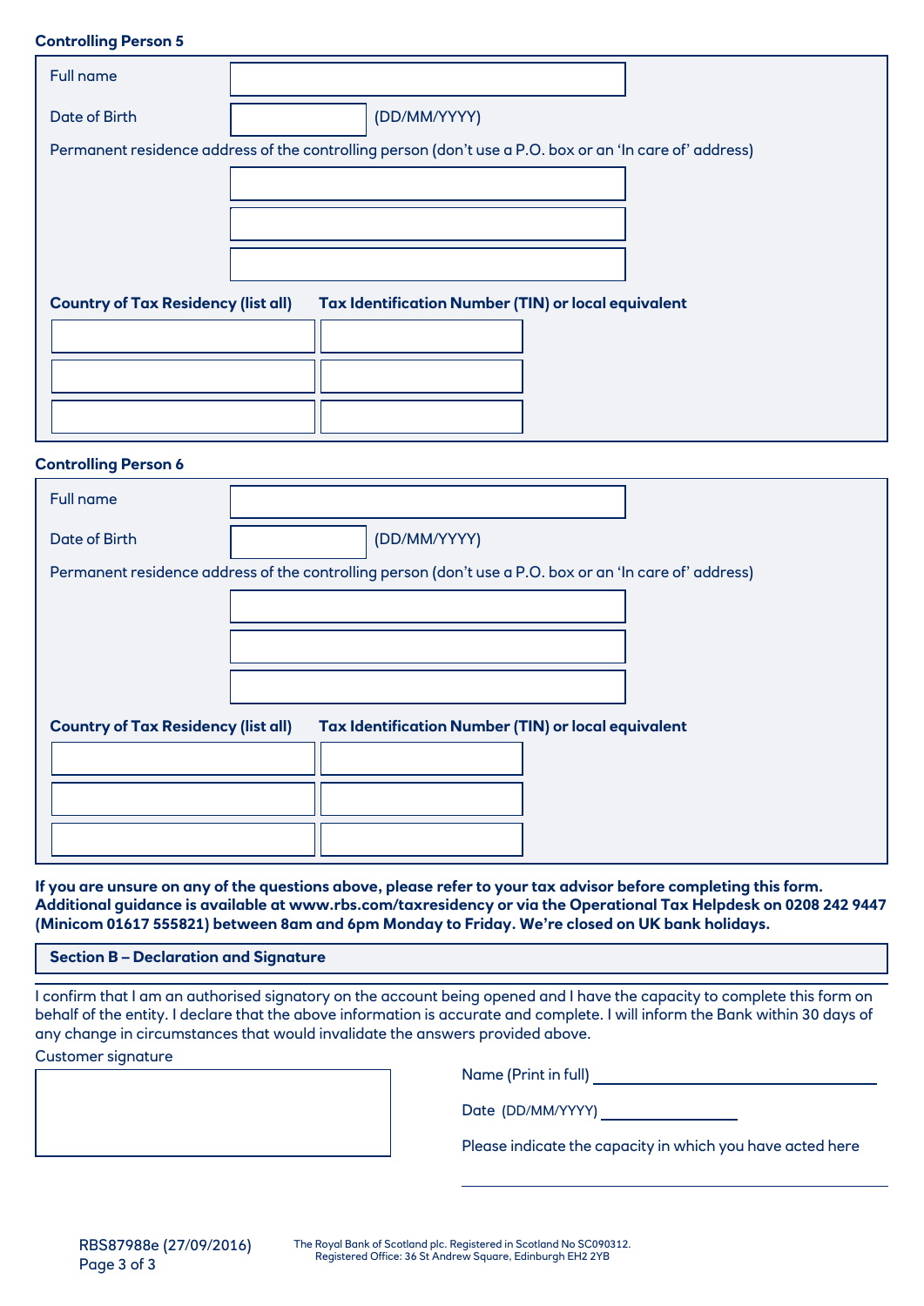**Controlling Person 5**

Full name

Date of Birth (DD/MM/YYYY)

Permanent residence address of the controlling person (don't use a P.O. box or an 'In care of' address)

| Country of Tax Residency (list all) | Tax Identification Number (TIN) or local equivalent |
|---|---|
| | |
| | |
| | |

**Controlling Person 6**

Full name

Date of Birth (DD/MM/YYYY)

Permanent residence address of the controlling person (don't use a P.O. box or an 'In care of' address)

| Country of Tax Residency (list all) | Tax Identification Number (TIN) or local equivalent |
|---|---|
| | |
| | |
| | |

**If you are unsure on any of the questions above, please refer to your tax advisor before completing this form. Additional guidance is available at www.rbs.com/taxresidency or via the Operational Tax Helpdesk on 0208 242 9447 (Minicom 01617 555821) between 8am and 6pm Monday to Friday. We're closed on UK bank holidays.**

## Section B – Declaration and Signature

I confirm that I am an authorised signatory on the account being opened and I have the capacity to complete this form on behalf of the entity. I declare that the above information is accurate and complete. I will inform the Bank within 30 days of any change in circumstances that would invalidate the answers provided above.

Customer signature

Name (Print in full) ______________________

Date (DD/MM/YYYY) ______________

Please indicate the capacity in which you have acted here

______________________

RBS87988e (27/09/2016)

The Royal Bank of Scotland plc. Registered in Scotland No SC090312.
Registered Office: 36 St Andrew Square, Edinburgh EH2 2YB